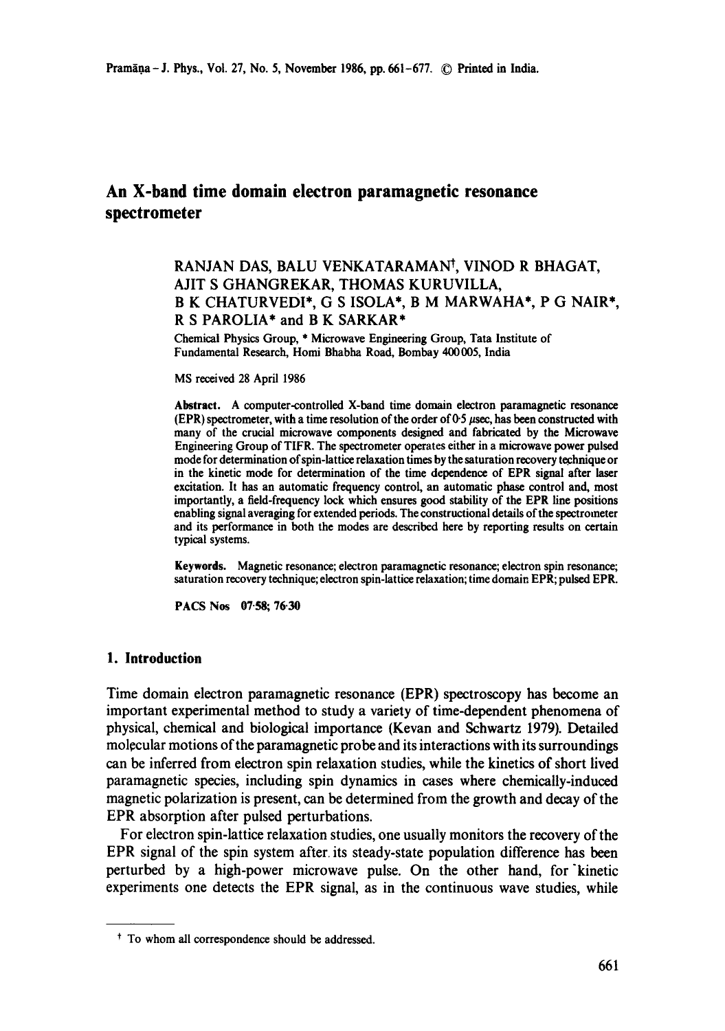# An X-band time domain electron paramagnetic resonance spectrometer

RANJAN DAS, BALU VENKATARAMAN[†], VINOD R BHAGAT, AJIT S GHANGREKAR, THOMAS KURUVILLA, B K CHATURVEDI*, G S ISOLA*, B M MARWAHA*, P G NAIR*, R S PAROLIA* and B K SARKAR*

Chemical Physics Group, * Microwave Engineering Group, Tata Institute of Fundamental Research, Homi Bhabha Road, Bombay 400005, India

MS received 28 April 1986

**Abstract.** A computer-controlled X-band time domain electron paramagnetic resonance (EPR) spectrometer, with a time resolution of the order of 0·5 $\mu$sec, has been constructed with many of the crucial microwave components designed and fabricated by the Microwave Engineering Group of TIFR. The spectrometer operates either in a microwave power pulsed mode for determination of spin-lattice relaxation times by the saturation recovery technique or in the kinetic mode for determination of the time dependence of EPR signal after laser excitation. It has an automatic frequency control, an automatic phase control and, most importantly, a field-frequency lock which ensures good stability of the EPR line positions enabling signal averaging for extended periods. The constructional details of the spectrometer and its performance in both the modes are described here by reporting results on certain typical systems.

**Keywords.** Magnetic resonance; electron paramagnetic resonance; electron spin resonance; saturation recovery technique; electron spin-lattice relaxation; time domain EPR; pulsed EPR.

**PACS Nos** 07·58; 76·30

## 1. Introduction

Time domain electron paramagnetic resonance (EPR) spectroscopy has become an important experimental method to study a variety of time-dependent phenomena of physical, chemical and biological importance (Kevan and Schwartz 1979). Detailed molecular motions of the paramagnetic probe and its interactions with its surroundings can be inferred from electron spin relaxation studies, while the kinetics of short lived paramagnetic species, including spin dynamics in cases where chemically-induced magnetic polarization is present, can be determined from the growth and decay of the EPR absorption after pulsed perturbations.

For electron spin-lattice relaxation studies, one usually monitors the recovery of the EPR signal of the spin system after its steady-state population difference has been perturbed by a high-power microwave pulse. On the other hand, for kinetic experiments one detects the EPR signal, as in the continuous wave studies, while

[†] To whom all correspondence should be addressed.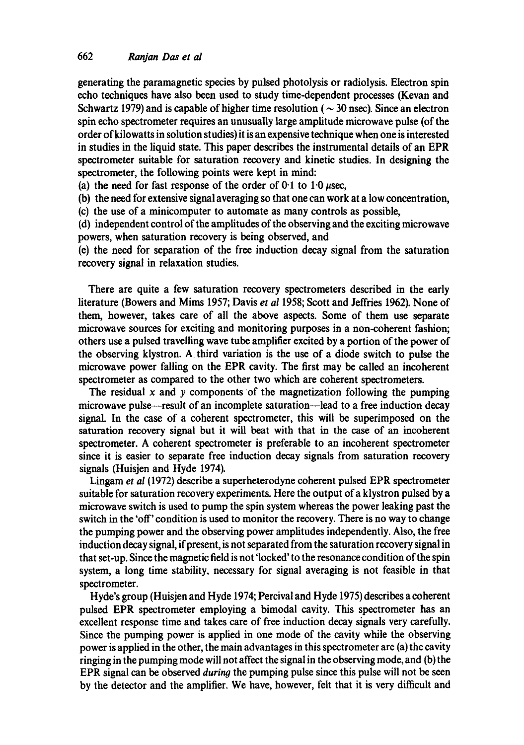generating the paramagnetic species by pulsed photolysis or radiolysis. Electron spin echo techniques have also been used to study time-dependent processes (Kevan and Schwartz 1979) and is capable of higher time resolution ($\sim 30$ nsec). Since an electron spin echo spectrometer requires an unusually large amplitude microwave pulse (of the order of kilowatts in solution studies) it is an expensive technique when one is interested in studies in the liquid state. This paper describes the instrumental details of an EPR spectrometer suitable for saturation recovery and kinetic studies. In designing the spectrometer, the following points were kept in mind:

(a) the need for fast response of the order of 0·1 to 1·0 $\mu$sec,

(b) the need for extensive signal averaging so that one can work at a low concentration,

(c) the use of a minicomputer to automate as many controls as possible,

(d) independent control of the amplitudes of the observing and the exciting microwave powers, when saturation recovery is being observed, and

(e) the need for separation of the free induction decay signal from the saturation recovery signal in relaxation studies.

There are quite a few saturation recovery spectrometers described in the early literature (Bowers and Mims 1957; Davis *et al* 1958; Scott and Jeffries 1962). None of them, however, takes care of all the above aspects. Some of them use separate microwave sources for exciting and monitoring purposes in a non-coherent fashion; others use a pulsed travelling wave tube amplifier excited by a portion of the power of the observing klystron. A third variation is the use of a diode switch to pulse the microwave power falling on the EPR cavity. The first may be called an incoherent spectrometer as compared to the other two which are coherent spectrometers.

The residual $x$ and $y$ components of the magnetization following the pumping microwave pulse—result of an incomplete saturation—lead to a free induction decay signal. In the case of a coherent spectrometer, this will be superimposed on the saturation recovery signal but it will beat with that in the case of an incoherent spectrometer. A coherent spectrometer is preferable to an incoherent spectrometer since it is easier to separate free induction decay signals from saturation recovery signals (Huisjen and Hyde 1974).

Lingam *et al* (1972) describe a superheterodyne coherent pulsed EPR spectrometer suitable for saturation recovery experiments. Here the output of a klystron pulsed by a microwave switch is used to pump the spin system whereas the power leaking past the switch in the 'off' condition is used to monitor the recovery. There is no way to change the pumping power and the observing power amplitudes independently. Also, the free induction decay signal, if present, is not separated from the saturation recovery signal in that set-up. Since the magnetic field is not 'locked' to the resonance condition of the spin system, a long time stability, necessary for signal averaging is not feasible in that spectrometer.

Hyde's group (Huisjen and Hyde 1974; Percival and Hyde 1975) describes a coherent pulsed EPR spectrometer employing a bimodal cavity. This spectrometer has an excellent response time and takes care of free induction decay signals very carefully. Since the pumping power is applied in one mode of the cavity while the observing power is applied in the other, the main advantages in this spectrometer are (a) the cavity ringing in the pumping mode will not affect the signal in the observing mode, and (b) the EPR signal can be observed *during* the pumping pulse since this pulse will not be seen by the detector and the amplifier. We have, however, felt that it is very difficult and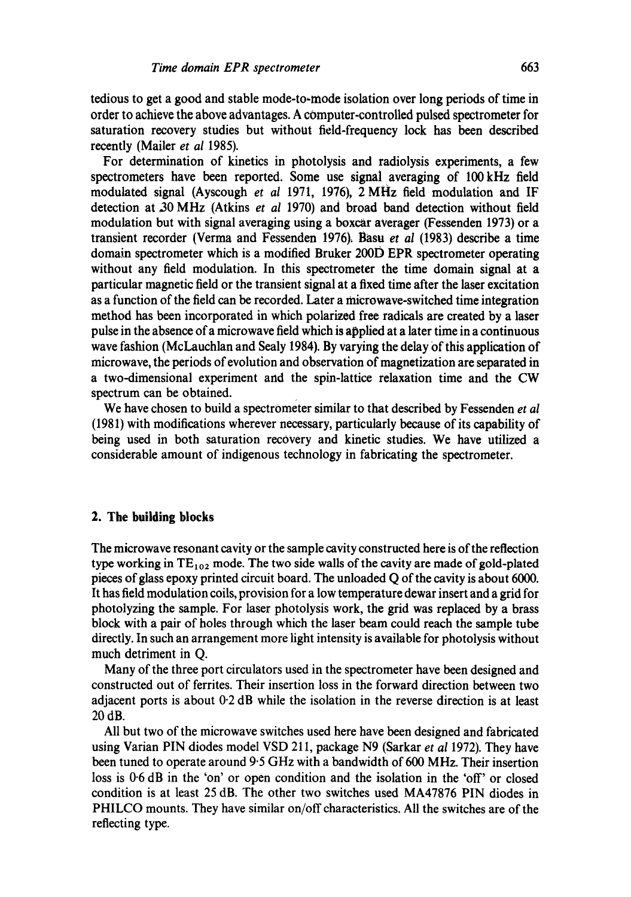tedious to get a good and stable mode-to-mode isolation over long periods of time in order to achieve the above advantages. A computer-controlled pulsed spectrometer for saturation recovery studies but without field-frequency lock has been described recently (Mailer *et al* 1985).

For determination of kinetics in photolysis and radiolysis experiments, a few spectrometers have been reported. Some use signal averaging of 100 kHz field modulated signal (Ayscough *et al* 1971, 1976), 2 MHz field modulation and IF detection at 30 MHz (Atkins *et al* 1970) and broad band detection without field modulation but with signal averaging using a boxcar averager (Fessenden 1973) or a transient recorder (Verma and Fessenden 1976). Basu *et al* (1983) describe a time domain spectrometer which is a modified Bruker 200D EPR spectrometer operating without any field modulation. In this spectrometer the time domain signal at a particular magnetic field or the transient signal at a fixed time after the laser excitation as a function of the field can be recorded. Later a microwave-switched time integration method has been incorporated in which polarized free radicals are created by a laser pulse in the absence of a microwave field which is applied at a later time in a continuous wave fashion (McLauchlan and Sealy 1984). By varying the delay of this application of microwave, the periods of evolution and observation of magnetization are separated in a two-dimensional experiment and the spin-lattice relaxation time and the CW spectrum can be obtained.

We have chosen to build a spectrometer similar to that described by Fessenden *et al* (1981) with modifications wherever necessary, particularly because of its capability of being used in both saturation recovery and kinetic studies. We have utilized a considerable amount of indigenous technology in fabricating the spectrometer.

## 2. The building blocks

The microwave resonant cavity or the sample cavity constructed here is of the reflection type working in $TE_{102}$ mode. The two side walls of the cavity are made of gold-plated pieces of glass epoxy printed circuit board. The unloaded Q of the cavity is about 6000. It has field modulation coils, provision for a low temperature dewar insert and a grid for photolyzing the sample. For laser photolysis work, the grid was replaced by a brass block with a pair of holes through which the laser beam could reach the sample tube directly. In such an arrangement more light intensity is available for photolysis without much detriment in Q.

Many of the three port circulators used in the spectrometer have been designed and constructed out of ferrites. Their insertion loss in the forward direction between two adjacent ports is about 0·2 dB while the isolation in the reverse direction is at least 20 dB.

All but two of the microwave switches used here have been designed and fabricated using Varian PIN diodes model VSD 211, package N9 (Sarkar *et al* 1972). They have been tuned to operate around 9·5 GHz with a bandwidth of 600 MHz. Their insertion loss is 0·6 dB in the 'on' or open condition and the isolation in the 'off' or closed condition is at least 25 dB. The other two switches used MA47876 PIN diodes in PHILCO mounts. They have similar on/off characteristics. All the switches are of the reflecting type.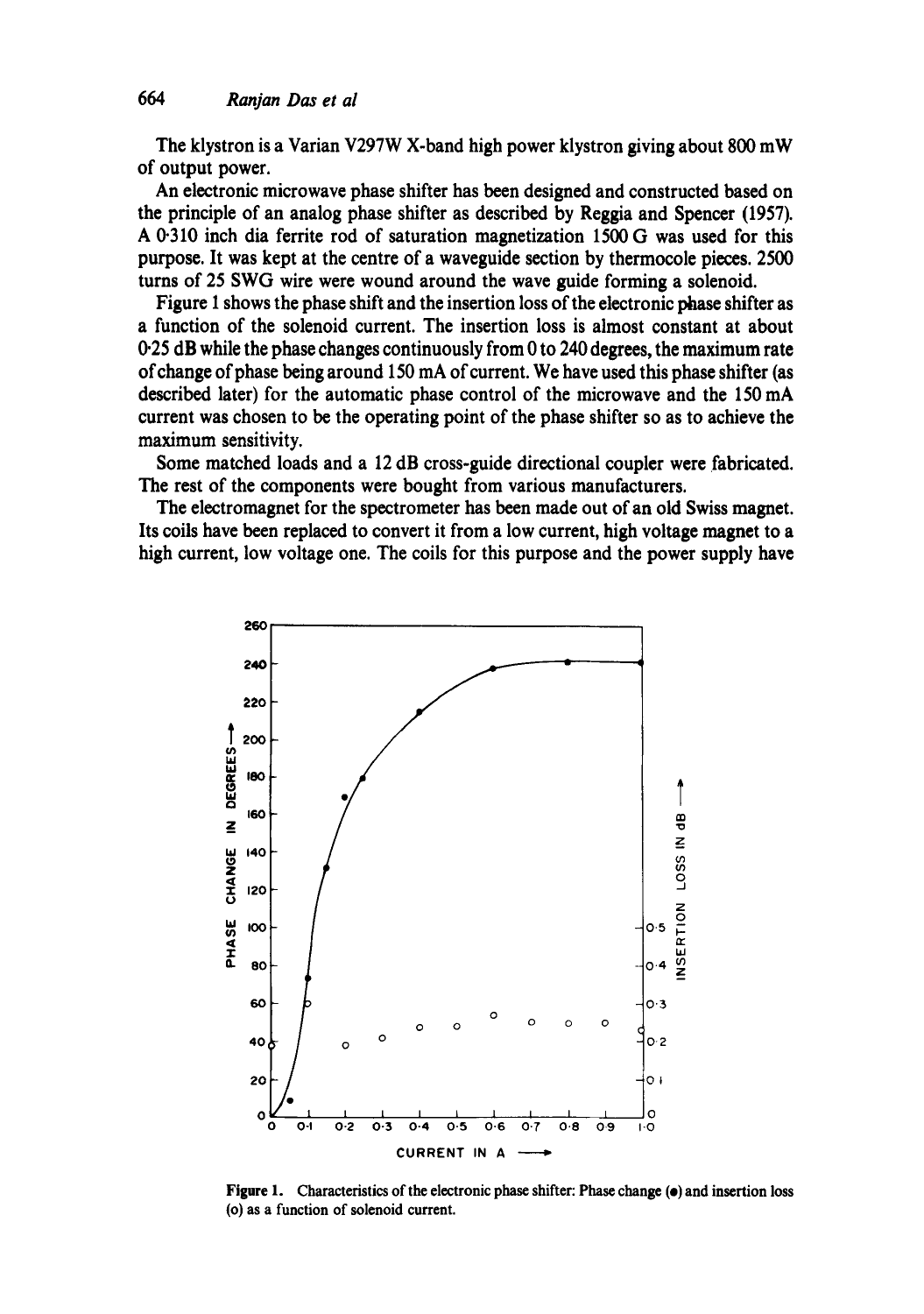The klystron is a Varian V297W X-band high power klystron giving about 800 mW of output power.

An electronic microwave phase shifter has been designed and constructed based on the principle of an analog phase shifter as described by Reggia and Spencer (1957). A 0·310 inch dia ferrite rod of saturation magnetization 1500 G was used for this purpose. It was kept at the centre of a waveguide section by thermocole pieces. 2500 turns of 25 SWG wire were wound around the wave guide forming a solenoid.

Figure 1 shows the phase shift and the insertion loss of the electronic phase shifter as a function of the solenoid current. The insertion loss is almost constant at about 0·25 dB while the phase changes continuously from 0 to 240 degrees, the maximum rate of change of phase being around 150 mA of current. We have used this phase shifter (as described later) for the automatic phase control of the microwave and the 150 mA current was chosen to be the operating point of the phase shifter so as to achieve the maximum sensitivity.

Some matched loads and a 12 dB cross-guide directional coupler were fabricated. The rest of the components were bought from various manufacturers.

The electromagnet for the spectrometer has been made out of an old Swiss magnet. Its coils have been replaced to convert it from a low current, high voltage magnet to a high current, low voltage one. The coils for this purpose and the power supply have

**Figure 1.** Characteristics of the electronic phase shifter: Phase change (•) and insertion loss (o) as a function of solenoid current.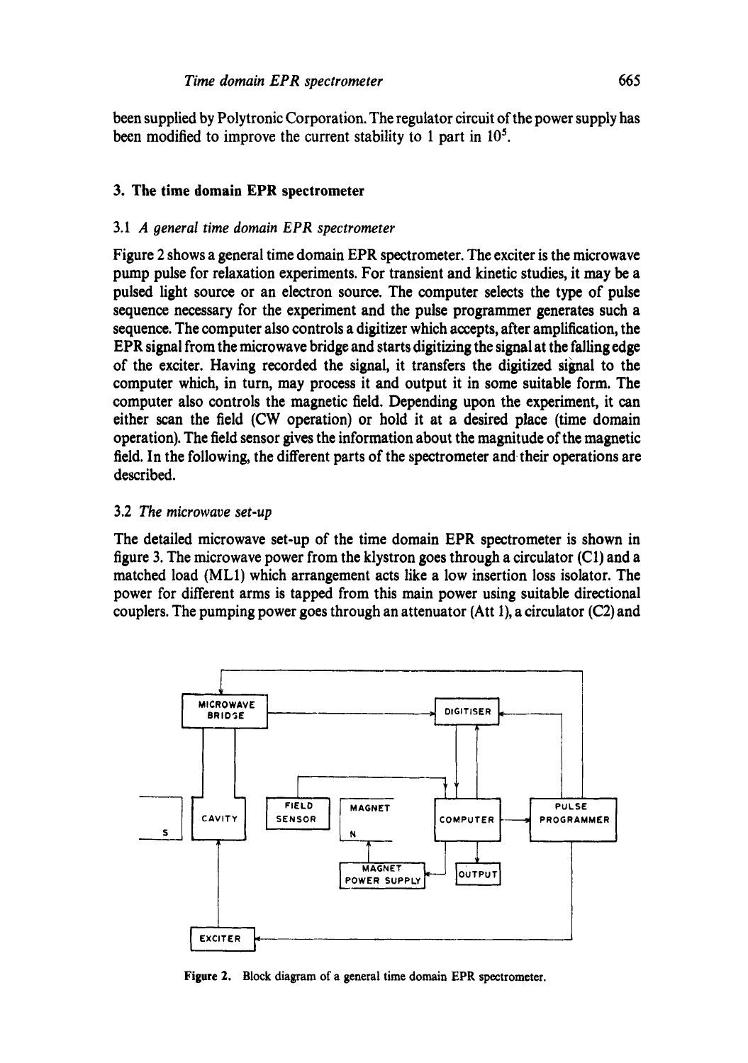been supplied by Polytronic Corporation. The regulator circuit of the power supply has been modified to improve the current stability to 1 part in $10^5$.

## 3. The time domain EPR spectrometer

### 3.1 *A general time domain EPR spectrometer*

Figure 2 shows a general time domain EPR spectrometer. The exciter is the microwave pump pulse for relaxation experiments. For transient and kinetic studies, it may be a pulsed light source or an electron source. The computer selects the type of pulse sequence necessary for the experiment and the pulse programmer generates such a sequence. The computer also controls a digitizer which accepts, after amplification, the EPR signal from the microwave bridge and starts digitizing the signal at the falling edge of the exciter. Having recorded the signal, it transfers the digitized signal to the computer which, in turn, may process it and output it in some suitable form. The computer also controls the magnetic field. Depending upon the experiment, it can either scan the field (CW operation) or hold it at a desired place (time domain operation). The field sensor gives the information about the magnitude of the magnetic field. In the following, the different parts of the spectrometer and their operations are described.

### 3.2 *The microwave set-up*

The detailed microwave set-up of the time domain EPR spectrometer is shown in figure 3. The microwave power from the klystron goes through a circulator (C1) and a matched load (ML1) which arrangement acts like a low insertion loss isolator. The power for different arms is tapped from this main power using suitable directional couplers. The pumping power goes through an attenuator (Att 1), a circulator (C2) and

**Figure 2.** Block diagram of a general time domain EPR spectrometer.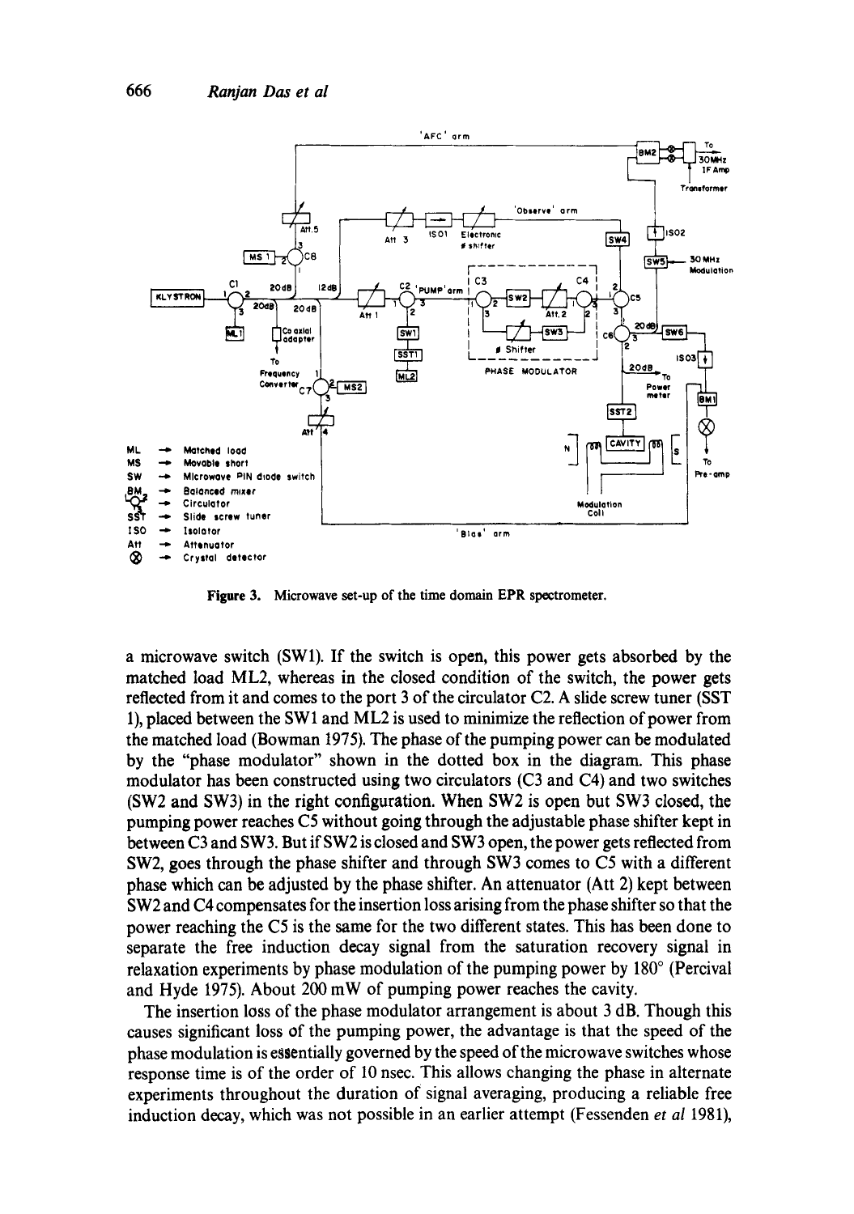**Figure 3.** Microwave set-up of the time domain EPR spectrometer.

a microwave switch (SW1). If the switch is open, this power gets absorbed by the matched load ML2, whereas in the closed condition of the switch, the power gets reflected from it and comes to the port 3 of the circulator C2. A slide screw tuner (SST 1), placed between the SW1 and ML2 is used to minimize the reflection of power from the matched load (Bowman 1975). The phase of the pumping power can be modulated by the "phase modulator" shown in the dotted box in the diagram. This phase modulator has been constructed using two circulators (C3 and C4) and two switches (SW2 and SW3) in the right configuration. When SW2 is open but SW3 closed, the pumping power reaches C5 without going through the adjustable phase shifter kept in between C3 and SW3. But if SW2 is closed and SW3 open, the power gets reflected from SW2, goes through the phase shifter and through SW3 comes to C5 with a different phase which can be adjusted by the phase shifter. An attenuator (Att 2) kept between SW2 and C4 compensates for the insertion loss arising from the phase shifter so that the power reaching the C5 is the same for the two different states. This has been done to separate the free induction decay signal from the saturation recovery signal in relaxation experiments by phase modulation of the pumping power by 180° (Percival and Hyde 1975). About 200 mW of pumping power reaches the cavity.

The insertion loss of the phase modulator arrangement is about 3 dB. Though this causes significant loss of the pumping power, the advantage is that the speed of the phase modulation is essentially governed by the speed of the microwave switches whose response time is of the order of 10 nsec. This allows changing the phase in alternate experiments throughout the duration of signal averaging, producing a reliable free induction decay, which was not possible in an earlier attempt (Fessenden *et al* 1981),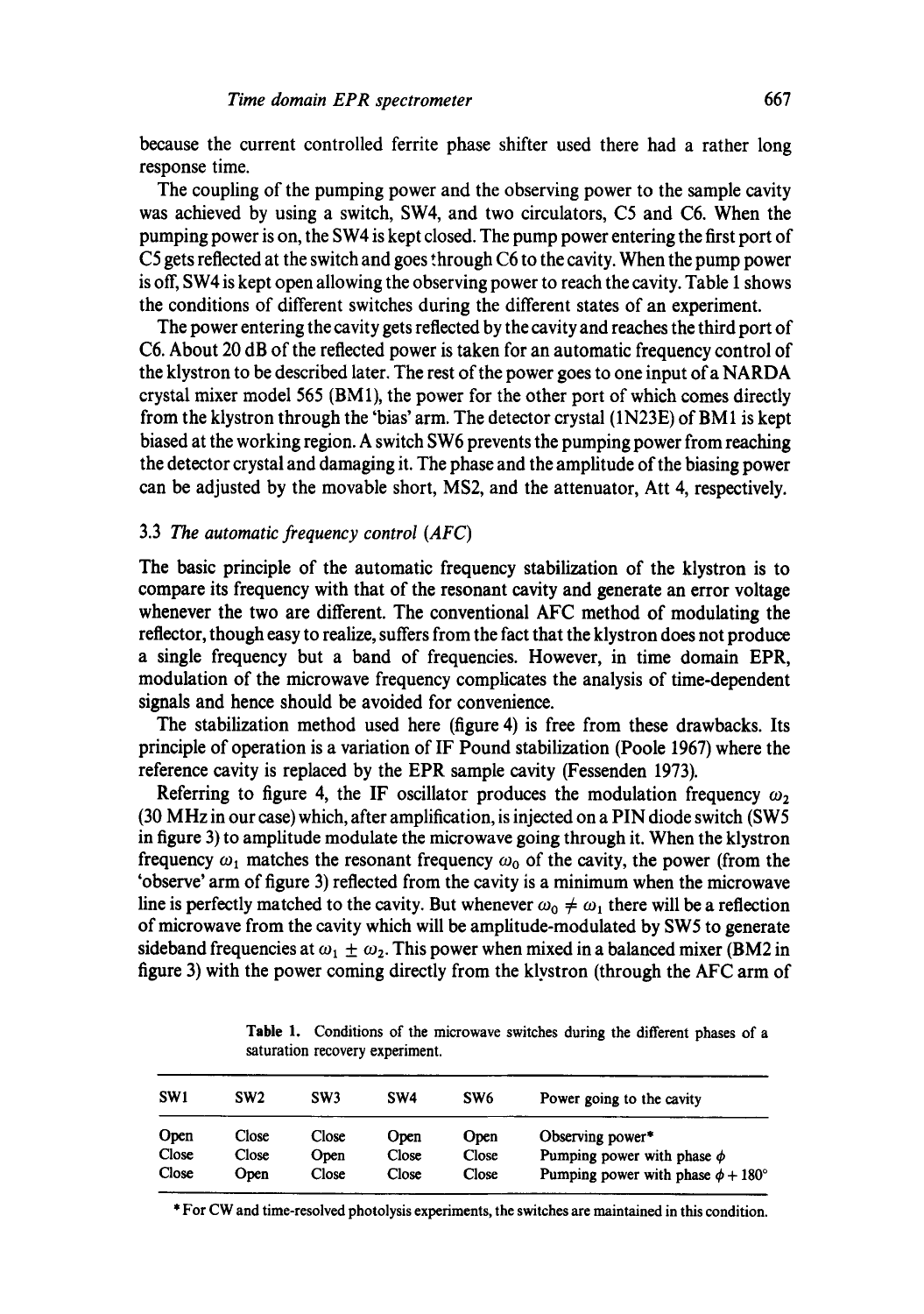because the current controlled ferrite phase shifter used there had a rather long response time.

The coupling of the pumping power and the observing power to the sample cavity was achieved by using a switch, SW4, and two circulators, C5 and C6. When the pumping power is on, the SW4 is kept closed. The pump power entering the first port of C5 gets reflected at the switch and goes through C6 to the cavity. When the pump power is off, SW4 is kept open allowing the observing power to reach the cavity. Table 1 shows the conditions of different switches during the different states of an experiment.

The power entering the cavity gets reflected by the cavity and reaches the third port of C6. About 20 dB of the reflected power is taken for an automatic frequency control of the klystron to be described later. The rest of the power goes to one input of a NARDA crystal mixer model 565 (BM1), the power for the other port of which comes directly from the klystron through the 'bias' arm. The detector crystal (1N23E) of BM1 is kept biased at the working region. A switch SW6 prevents the pumping power from reaching the detector crystal and damaging it. The phase and the amplitude of the biasing power can be adjusted by the movable short, MS2, and the attenuator, Att 4, respectively.

### 3.3 *The automatic frequency control (AFC)*

The basic principle of the automatic frequency stabilization of the klystron is to compare its frequency with that of the resonant cavity and generate an error voltage whenever the two are different. The conventional AFC method of modulating the reflector, though easy to realize, suffers from the fact that the klystron does not produce a single frequency but a band of frequencies. However, in time domain EPR, modulation of the microwave frequency complicates the analysis of time-dependent signals and hence should be avoided for convenience.

The stabilization method used here (figure 4) is free from these drawbacks. Its principle of operation is a variation of IF Pound stabilization (Poole 1967) where the reference cavity is replaced by the EPR sample cavity (Fessenden 1973).

Referring to figure 4, the IF oscillator produces the modulation frequency $\omega_2$ (30 MHz in our case) which, after amplification, is injected on a PIN diode switch (SW5 in figure 3) to amplitude modulate the microwave going through it. When the klystron frequency $\omega_1$ matches the resonant frequency $\omega_0$ of the cavity, the power (from the 'observe' arm of figure 3) reflected from the cavity is a minimum when the microwave line is perfectly matched to the cavity. But whenever $\omega_0 \neq \omega_1$ there will be a reflection of microwave from the cavity which will be amplitude-modulated by SW5 to generate sideband frequencies at $\omega_1 \pm \omega_2$. This power when mixed in a balanced mixer (BM2 in figure 3) with the power coming directly from the klystron (through the AFC arm of

**Table 1.** Conditions of the microwave switches during the different phases of a saturation recovery experiment.

| SW1 | SW2 | SW3 | SW4 | SW6 | Power going to the cavity |
|---|---|---|---|---|---|
| Open | Close | Close | Open | Open | Observing power* |
| Close | Close | Open | Close | Close | Pumping power with phase $\phi$ |
| Close | Open | Close | Close | Close | Pumping power with phase $\phi + 180°$ |

* For CW and time-resolved photolysis experiments, the switches are maintained in this condition.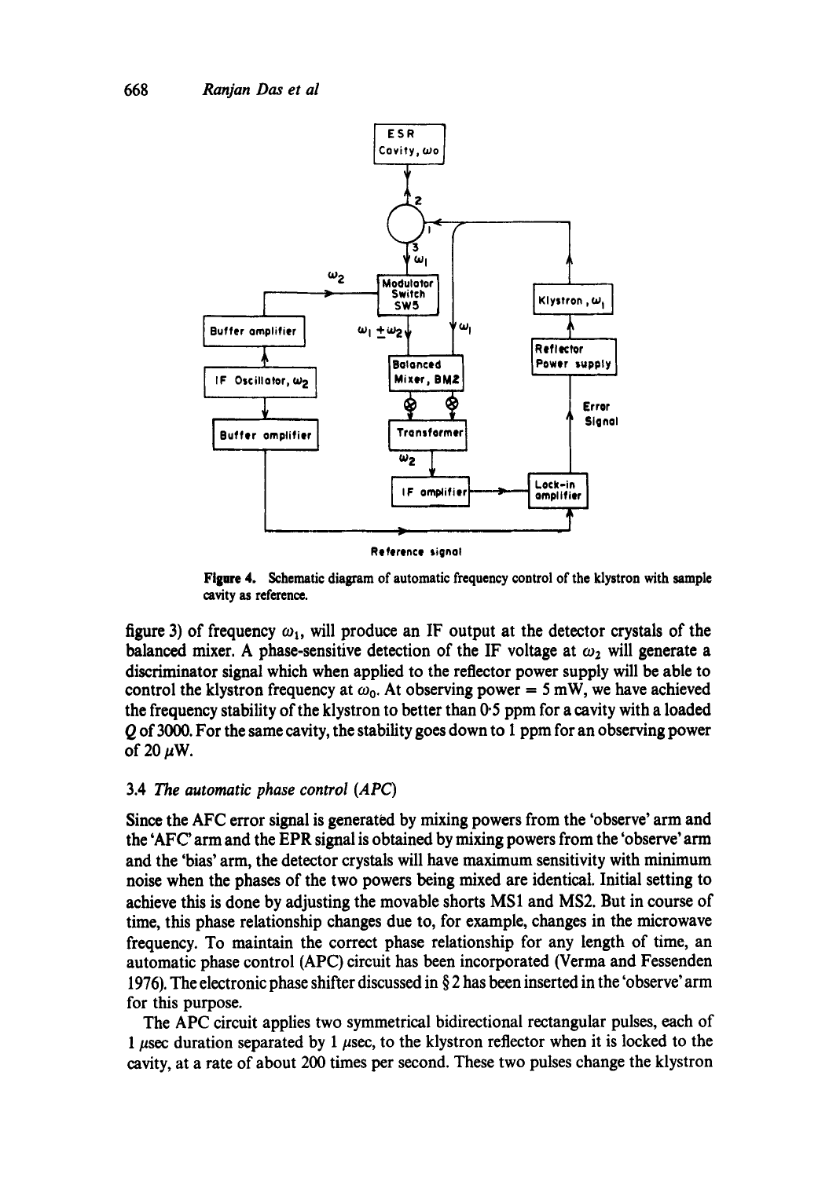**Figure 4.** Schematic diagram of automatic frequency control of the klystron with sample cavity as reference.

figure 3) of frequency $\omega_1$, will produce an IF output at the detector crystals of the balanced mixer. A phase-sensitive detection of the IF voltage at $\omega_2$ will generate a discriminator signal which when applied to the reflector power supply will be able to control the klystron frequency at $\omega_0$. At observing power = 5 mW, we have achieved the frequency stability of the klystron to better than 0·5 ppm for a cavity with a loaded $Q$ of 3000. For the same cavity, the stability goes down to 1 ppm for an observing power of 20 $\mu$W.

### 3.4 *The automatic phase control (APC)*

Since the AFC error signal is generated by mixing powers from the 'observe' arm and the 'AFC' arm and the EPR signal is obtained by mixing powers from the 'observe' arm and the 'bias' arm, the detector crystals will have maximum sensitivity with minimum noise when the phases of the two powers being mixed are identical. Initial setting to achieve this is done by adjusting the movable shorts MS1 and MS2. But in course of time, this phase relationship changes due to, for example, changes in the microwave frequency. To maintain the correct phase relationship for any length of time, an automatic phase control (APC) circuit has been incorporated (Verma and Fessenden 1976). The electronic phase shifter discussed in § 2 has been inserted in the 'observe' arm for this purpose.

The APC circuit applies two symmetrical bidirectional rectangular pulses, each of 1 $\mu$sec duration separated by 1 $\mu$sec, to the klystron reflector when it is locked to the cavity, at a rate of about 200 times per second. These two pulses change the klystron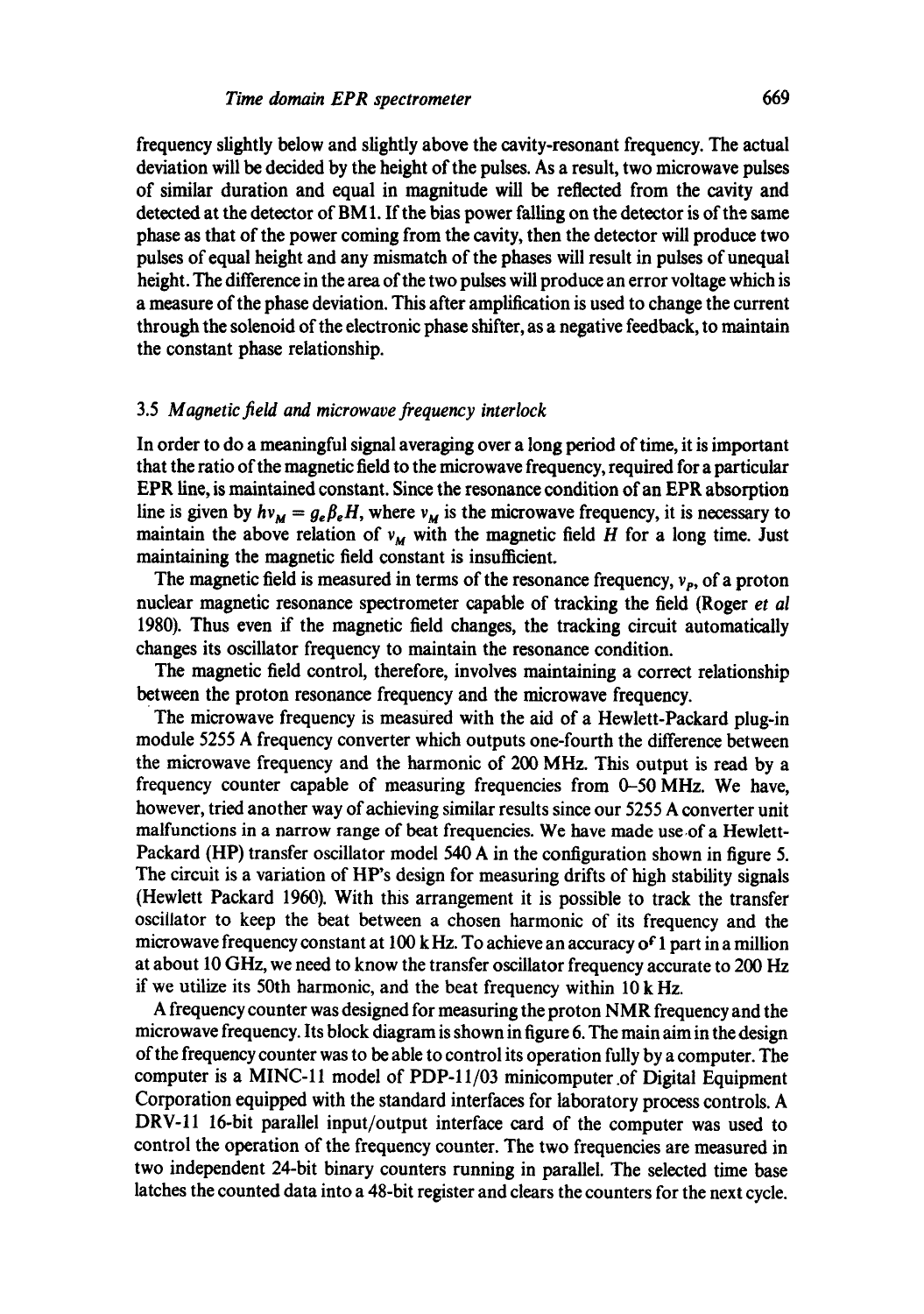frequency slightly below and slightly above the cavity-resonant frequency. The actual deviation will be decided by the height of the pulses. As a result, two microwave pulses of similar duration and equal in magnitude will be reflected from the cavity and detected at the detector of BM1. If the bias power falling on the detector is of the same phase as that of the power coming from the cavity, then the detector will produce two pulses of equal height and any mismatch of the phases will result in pulses of unequal height. The difference in the area of the two pulses will produce an error voltage which is a measure of the phase deviation. This after amplification is used to change the current through the solenoid of the electronic phase shifter, as a negative feedback, to maintain the constant phase relationship.

### 3.5 *Magnetic field and microwave frequency interlock*

In order to do a meaningful signal averaging over a long period of time, it is important that the ratio of the magnetic field to the microwave frequency, required for a particular EPR line, is maintained constant. Since the resonance condition of an EPR absorption line is given by $h\nu_M = g_e \beta_e H$, where $\nu_M$ is the microwave frequency, it is necessary to maintain the above relation of $\nu_M$ with the magnetic field $H$ for a long time. Just maintaining the magnetic field constant is insufficient.

The magnetic field is measured in terms of the resonance frequency, $\nu_P$, of a proton nuclear magnetic resonance spectrometer capable of tracking the field (Roger *et al* 1980). Thus even if the magnetic field changes, the tracking circuit automatically changes its oscillator frequency to maintain the resonance condition.

The magnetic field control, therefore, involves maintaining a correct relationship between the proton resonance frequency and the microwave frequency.

The microwave frequency is measured with the aid of a Hewlett-Packard plug-in module 5255 A frequency converter which outputs one-fourth the difference between the microwave frequency and the harmonic of 200 MHz. This output is read by a frequency counter capable of measuring frequencies from 0–50 MHz. We have, however, tried another way of achieving similar results since our 5255 A converter unit malfunctions in a narrow range of beat frequencies. We have made use of a Hewlett-Packard (HP) transfer oscillator model 540 A in the configuration shown in figure 5. The circuit is a variation of HP's design for measuring drifts of high stability signals (Hewlett Packard 1960). With this arrangement it is possible to track the transfer oscillator to keep the beat between a chosen harmonic of its frequency and the microwave frequency constant at 100 kHz. To achieve an accuracy of 1 part in a million at about 10 GHz, we need to know the transfer oscillator frequency accurate to 200 Hz if we utilize its 50th harmonic, and the beat frequency within 10 kHz.

A frequency counter was designed for measuring the proton NMR frequency and the microwave frequency. Its block diagram is shown in figure 6. The main aim in the design of the frequency counter was to be able to control its operation fully by a computer. The computer is a MINC-11 model of PDP-11/03 minicomputer of Digital Equipment Corporation equipped with the standard interfaces for laboratory process controls. A DRV-11 16-bit parallel input/output interface card of the computer was used to control the operation of the frequency counter. The two frequencies are measured in two independent 24-bit binary counters running in parallel. The selected time base latches the counted data into a 48-bit register and clears the counters for the next cycle.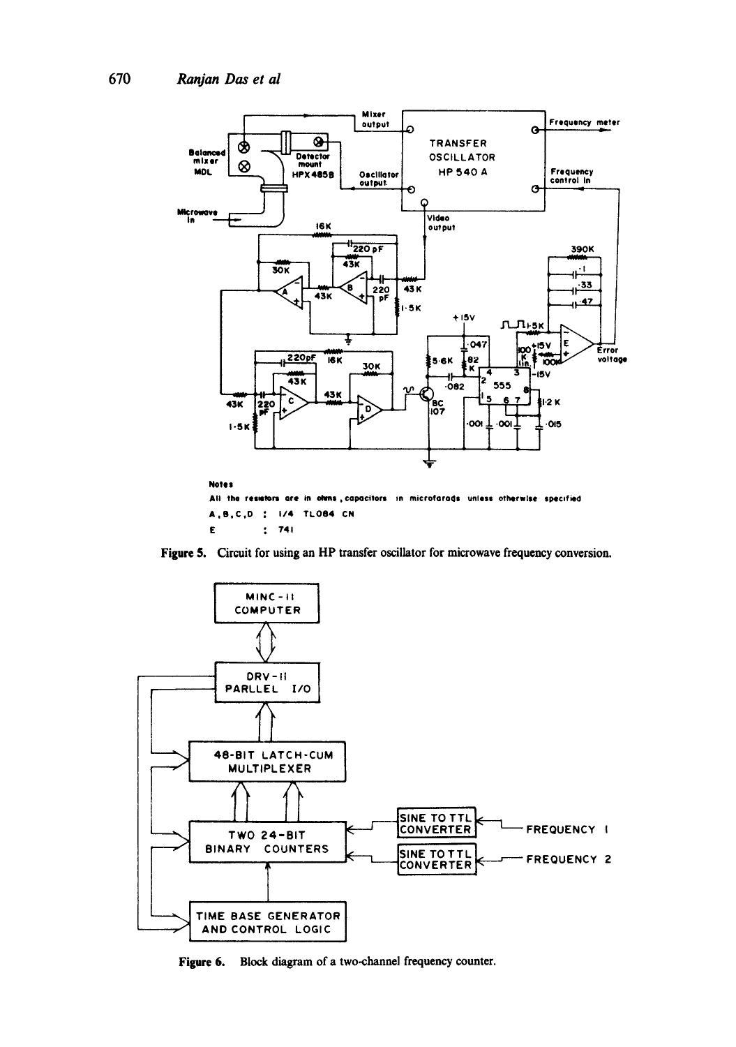Notes
All the resistors are in ohms, capacitors in microfarads unless otherwise specified
A, B, C, D : 1/4 TL084 CN
E : 741

**Figure 5.** Circuit for using an HP transfer oscillator for microwave frequency conversion.

**Figure 6.** Block diagram of a two-channel frequency counter.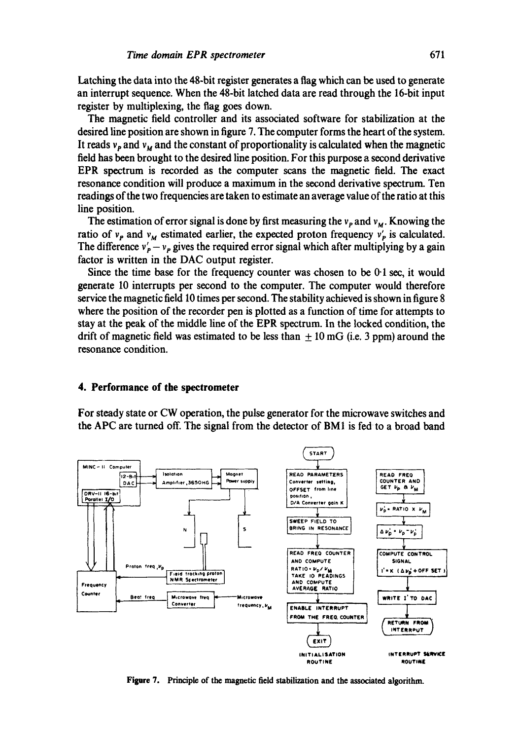Latching the data into the 48-bit register generates a flag which can be used to generate an interrupt sequence. When the 48-bit latched data are read through the 16-bit input register by multiplexing, the flag goes down.

The magnetic field controller and its associated software for stabilization at the desired line position are shown in figure 7. The computer forms the heart of the system. It reads $\nu_P$ and $\nu_M$ and the constant of proportionality is calculated when the magnetic field has been brought to the desired line position. For this purpose a second derivative EPR spectrum is recorded as the computer scans the magnetic field. The exact resonance condition will produce a maximum in the second derivative spectrum. Ten readings of the two frequencies are taken to estimate an average value of the ratio at this line position.

The estimation of error signal is done by first measuring the $\nu_P$ and $\nu_M$. Knowing the ratio of $\nu_P$ and $\nu_M$ estimated earlier, the expected proton frequency $\nu'_P$ is calculated. The difference $\nu'_P - \nu_P$ gives the required error signal which after multiplying by a gain factor is written in the DAC output register.

Since the time base for the frequency counter was chosen to be 0·1 sec, it would generate 10 interrupts per second to the computer. The computer would therefore service the magnetic field 10 times per second. The stability achieved is shown in figure 8 where the position of the recorder pen is plotted as a function of time for attempts to stay at the peak of the middle line of the EPR spectrum. In the locked condition, the drift of magnetic field was estimated to be less than $\pm$ 10 mG (i.e. 3 ppm) around the resonance condition.

## 4. Performance of the spectrometer

For steady state or CW operation, the pulse generator for the microwave switches and the APC are turned off. The signal from the detector of BM1 is fed to a broad band

**Figure 7.** Principle of the magnetic field stabilization and the associated algorithm.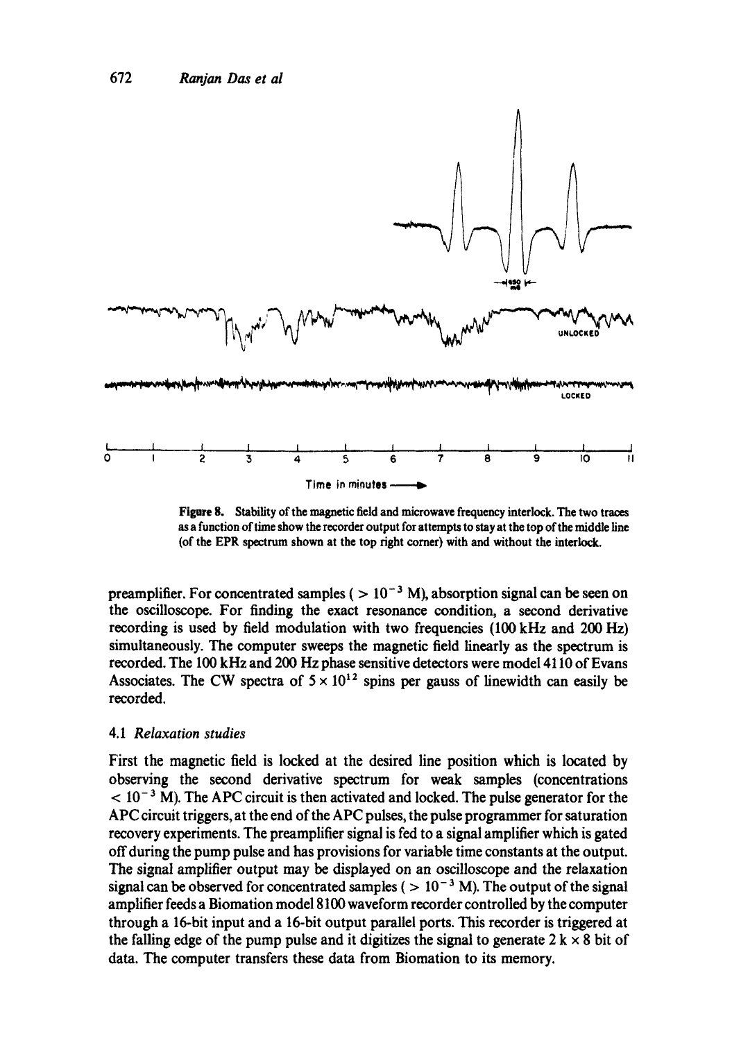Figure 8. Stability of the magnetic field and microwave frequency interlock. The two traces as a function of time show the recorder output for attempts to stay at the top of the middle line (of the EPR spectrum shown at the top right corner) with and without the interlock.

preamplifier. For concentrated samples ( $> 10^{-3}$ M), absorption signal can be seen on the oscilloscope. For finding the exact resonance condition, a second derivative recording is used by field modulation with two frequencies (100 kHz and 200 Hz) simultaneously. The computer sweeps the magnetic field linearly as the spectrum is recorded. The 100 kHz and 200 Hz phase sensitive detectors were model 4110 of Evans Associates. The CW spectra of $5 \times 10^{12}$ spins per gauss of linewidth can easily be recorded.

### 4.1 *Relaxation studies*

First the magnetic field is locked at the desired line position which is located by observing the second derivative spectrum for weak samples (concentrations $< 10^{-3}$ M). The APC circuit is then activated and locked. The pulse generator for the APC circuit triggers, at the end of the APC pulses, the pulse programmer for saturation recovery experiments. The preamplifier signal is fed to a signal amplifier which is gated off during the pump pulse and has provisions for variable time constants at the output. The signal amplifier output may be displayed on an oscilloscope and the relaxation signal can be observed for concentrated samples ( $> 10^{-3}$ M). The output of the signal amplifier feeds a Biomation model 8100 waveform recorder controlled by the computer through a 16-bit input and a 16-bit output parallel ports. This recorder is triggered at the falling edge of the pump pulse and it digitizes the signal to generate $2\text{ k} \times 8$ bit of data. The computer transfers these data from Biomation to its memory.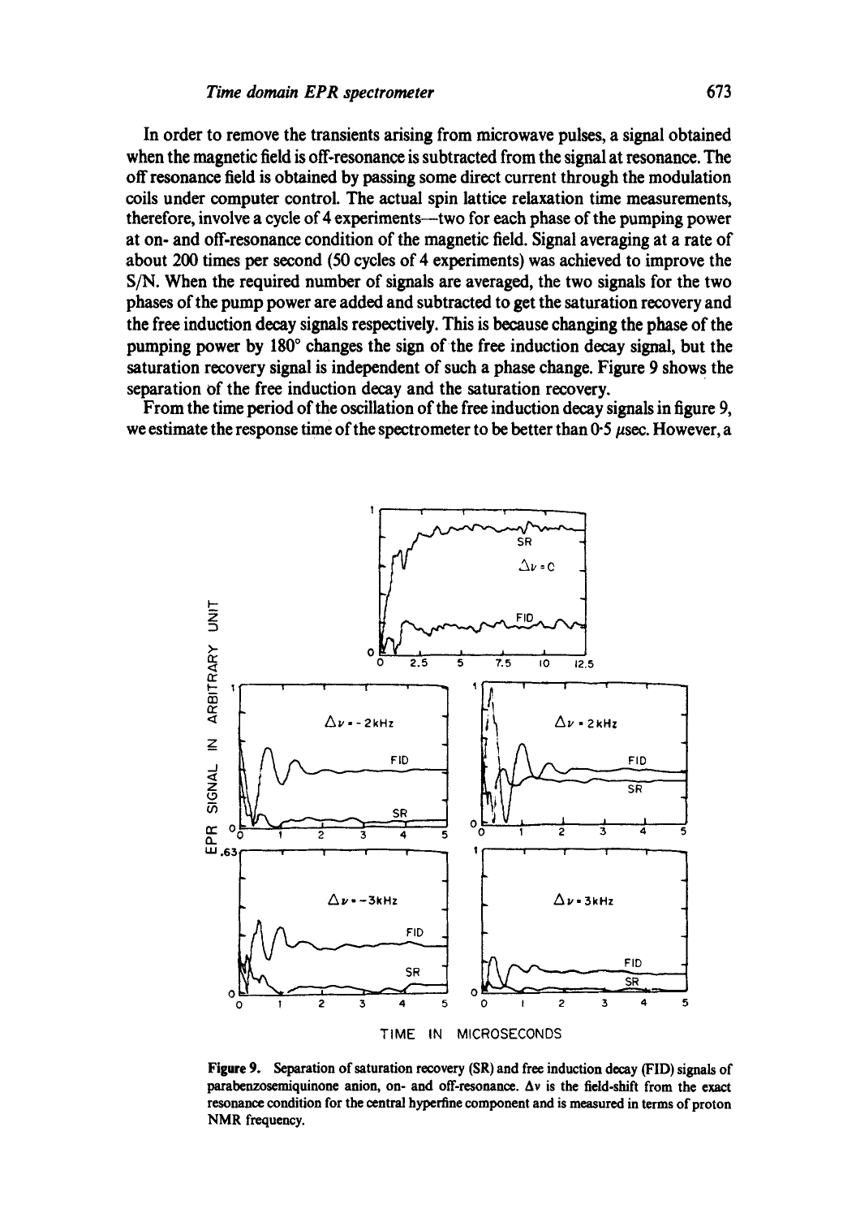In order to remove the transients arising from microwave pulses, a signal obtained when the magnetic field is off-resonance is subtracted from the signal at resonance. The off resonance field is obtained by passing some direct current through the modulation coils under computer control. The actual spin lattice relaxation time measurements, therefore, involve a cycle of 4 experiments—two for each phase of the pumping power at on- and off-resonance condition of the magnetic field. Signal averaging at a rate of about 200 times per second (50 cycles of 4 experiments) was achieved to improve the S/N. When the required number of signals are averaged, the two signals for the two phases of the pump power are added and subtracted to get the saturation recovery and the free induction decay signals respectively. This is because changing the phase of the pumping power by 180° changes the sign of the free induction decay signal, but the saturation recovery signal is independent of such a phase change. Figure 9 shows the separation of the free induction decay and the saturation recovery.

From the time period of the oscillation of the free induction decay signals in figure 9, we estimate the response time of the spectrometer to be better than 0·5 $\mu$sec. However, a

**Figure 9.** Separation of saturation recovery (SR) and free induction decay (FID) signals of parabenzosemiquinone anion, on- and off-resonance. $\Delta\nu$ is the field-shift from the exact resonance condition for the central hyperfine component and is measured in terms of proton NMR frequency.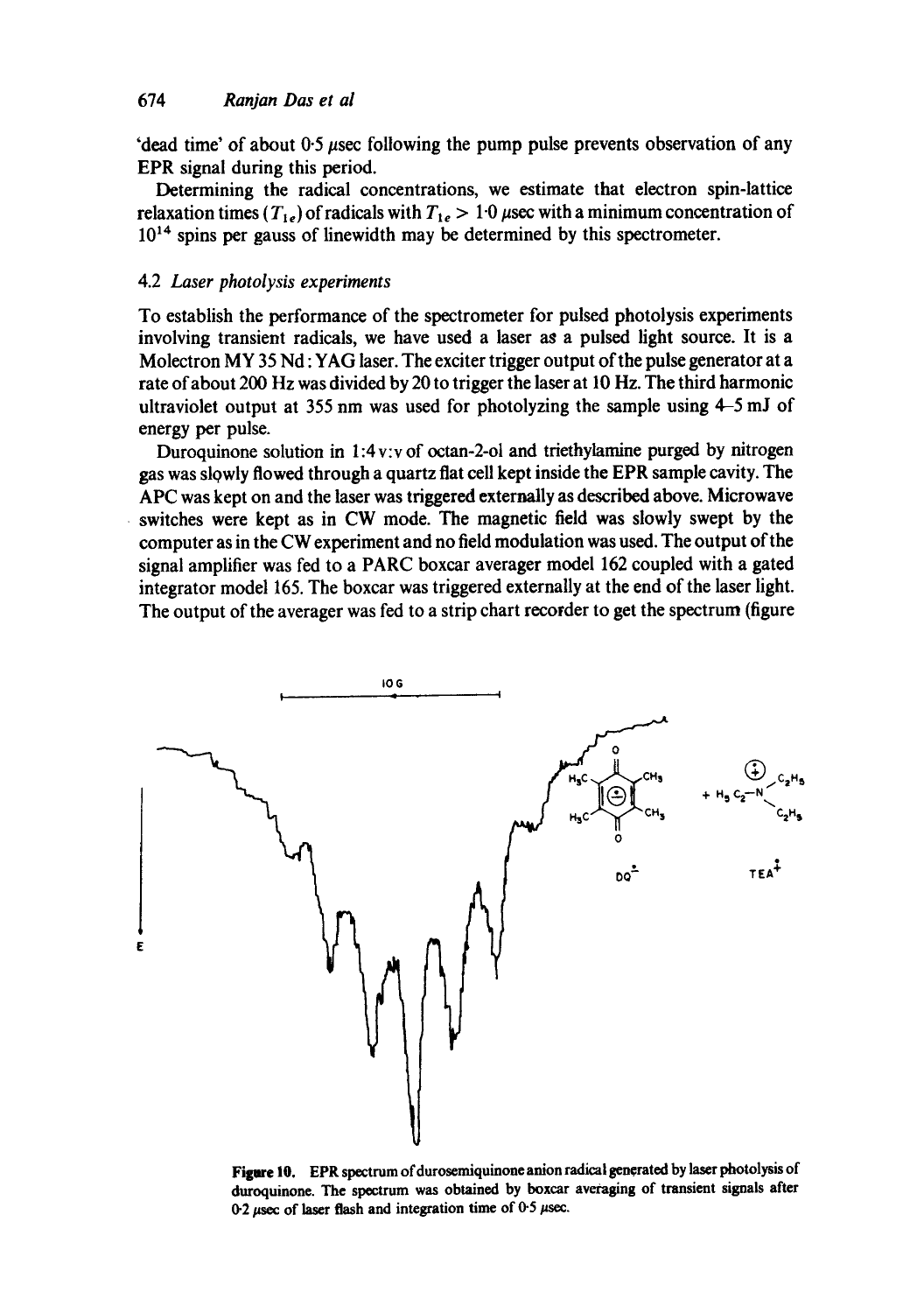'dead time' of about 0·5 μsec following the pump pulse prevents observation of any EPR signal during this period.

Determining the radical concentrations, we estimate that electron spin-lattice relaxation times ($T_{1e}$) of radicals with $T_{1e} > 1{\cdot}0$ μsec with a minimum concentration of $10^{14}$ spins per gauss of linewidth may be determined by this spectrometer.

### 4.2 *Laser photolysis experiments*

To establish the performance of the spectrometer for pulsed photolysis experiments involving transient radicals, we have used a laser as a pulsed light source. It is a Molectron MY 35 Nd : YAG laser. The exciter trigger output of the pulse generator at a rate of about 200 Hz was divided by 20 to trigger the laser at 10 Hz. The third harmonic ultraviolet output at 355 nm was used for photolyzing the sample using 4–5 mJ of energy per pulse.

Duroquinone solution in 1:4 v:v of octan-2-ol and triethylamine purged by nitrogen gas was slowly flowed through a quartz flat cell kept inside the EPR sample cavity. The APC was kept on and the laser was triggered externally as described above. Microwave switches were kept as in CW mode. The magnetic field was slowly swept by the computer as in the CW experiment and no field modulation was used. The output of the signal amplifier was fed to a PARC boxcar averager model 162 coupled with a gated integrator model 165. The boxcar was triggered externally at the end of the laser light. The output of the averager was fed to a strip chart recorder to get the spectrum (figure

**Figure 10.** EPR spectrum of durosemiquinone anion radical generated by laser photolysis of duroquinone. The spectrum was obtained by boxcar averaging of transient signals after 0·2 μsec of laser flash and integration time of 0·5 μsec.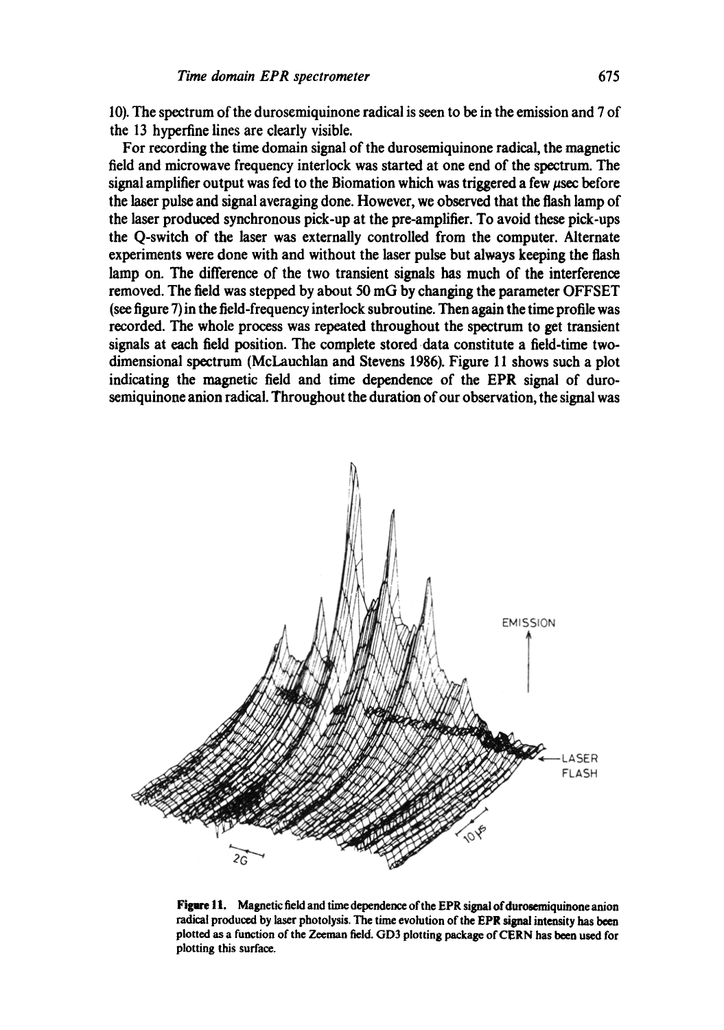10). The spectrum of the durosemiquinone radical is seen to be in the emission and 7 of the 13 hyperfine lines are clearly visible.

For recording the time domain signal of the durosemiquinone radical, the magnetic field and microwave frequency interlock was started at one end of the spectrum. The signal amplifier output was fed to the Biomation which was triggered a few $\mu$sec before the laser pulse and signal averaging done. However, we observed that the flash lamp of the laser produced synchronous pick-up at the pre-amplifier. To avoid these pick-ups the Q-switch of the laser was externally controlled from the computer. Alternate experiments were done with and without the laser pulse but always keeping the flash lamp on. The difference of the two transient signals has much of the interference removed. The field was stepped by about 50 mG by changing the parameter OFFSET (see figure 7) in the field-frequency interlock subroutine. Then again the time profile was recorded. The whole process was repeated throughout the spectrum to get transient signals at each field position. The complete stored data constitute a field-time two-dimensional spectrum (McLauchlan and Stevens 1986). Figure 11 shows such a plot indicating the magnetic field and time dependence of the EPR signal of durosemiquinone anion radical. Throughout the duration of our observation, the signal was

**Figure 11.** Magnetic field and time dependence of the EPR signal of durosemiquinone anion radical produced by laser photolysis. The time evolution of the EPR signal intensity has been plotted as a function of the Zeeman field. GD3 plotting package of CERN has been used for plotting this surface.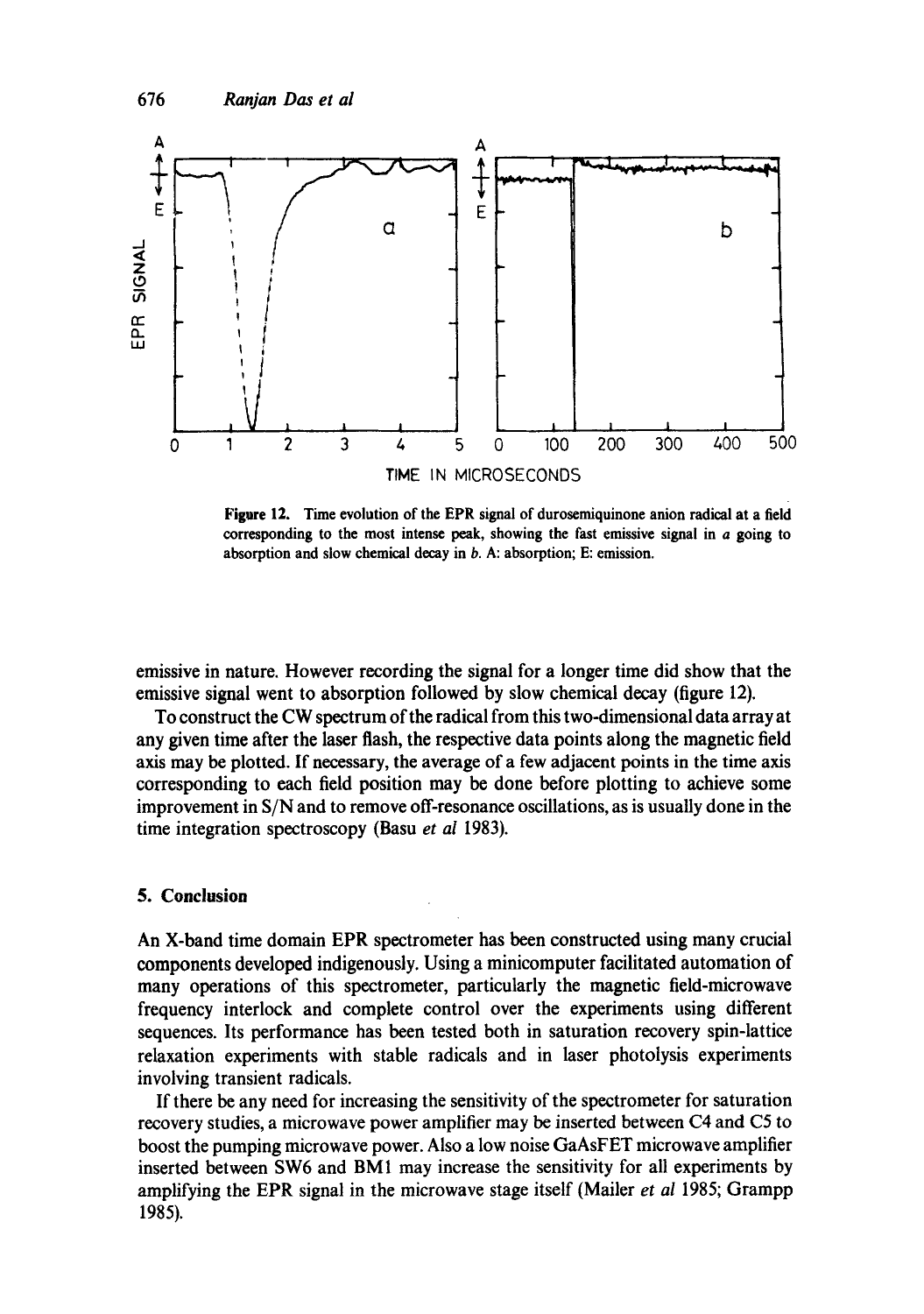Figure 12. Time evolution of the EPR signal of durosemiquinone anion radical at a field corresponding to the most intense peak, showing the fast emissive signal in *a* going to absorption and slow chemical decay in *b*. A: absorption; E: emission.

emissive in nature. However recording the signal for a longer time did show that the emissive signal went to absorption followed by slow chemical decay (figure 12).

To construct the CW spectrum of the radical from this two-dimensional data array at any given time after the laser flash, the respective data points along the magnetic field axis may be plotted. If necessary, the average of a few adjacent points in the time axis corresponding to each field position may be done before plotting to achieve some improvement in S/N and to remove off-resonance oscillations, as is usually done in the time integration spectroscopy (Basu *et al* 1983).

## 5. Conclusion

An X-band time domain EPR spectrometer has been constructed using many crucial components developed indigenously. Using a minicomputer facilitated automation of many operations of this spectrometer, particularly the magnetic field-microwave frequency interlock and complete control over the experiments using different sequences. Its performance has been tested both in saturation recovery spin-lattice relaxation experiments with stable radicals and in laser photolysis experiments involving transient radicals.

If there be any need for increasing the sensitivity of the spectrometer for saturation recovery studies, a microwave power amplifier may be inserted between C4 and C5 to boost the pumping microwave power. Also a low noise GaAsFET microwave amplifier inserted between SW6 and BM1 may increase the sensitivity for all experiments by amplifying the EPR signal in the microwave stage itself (Mailer *et al* 1985; Grampp 1985).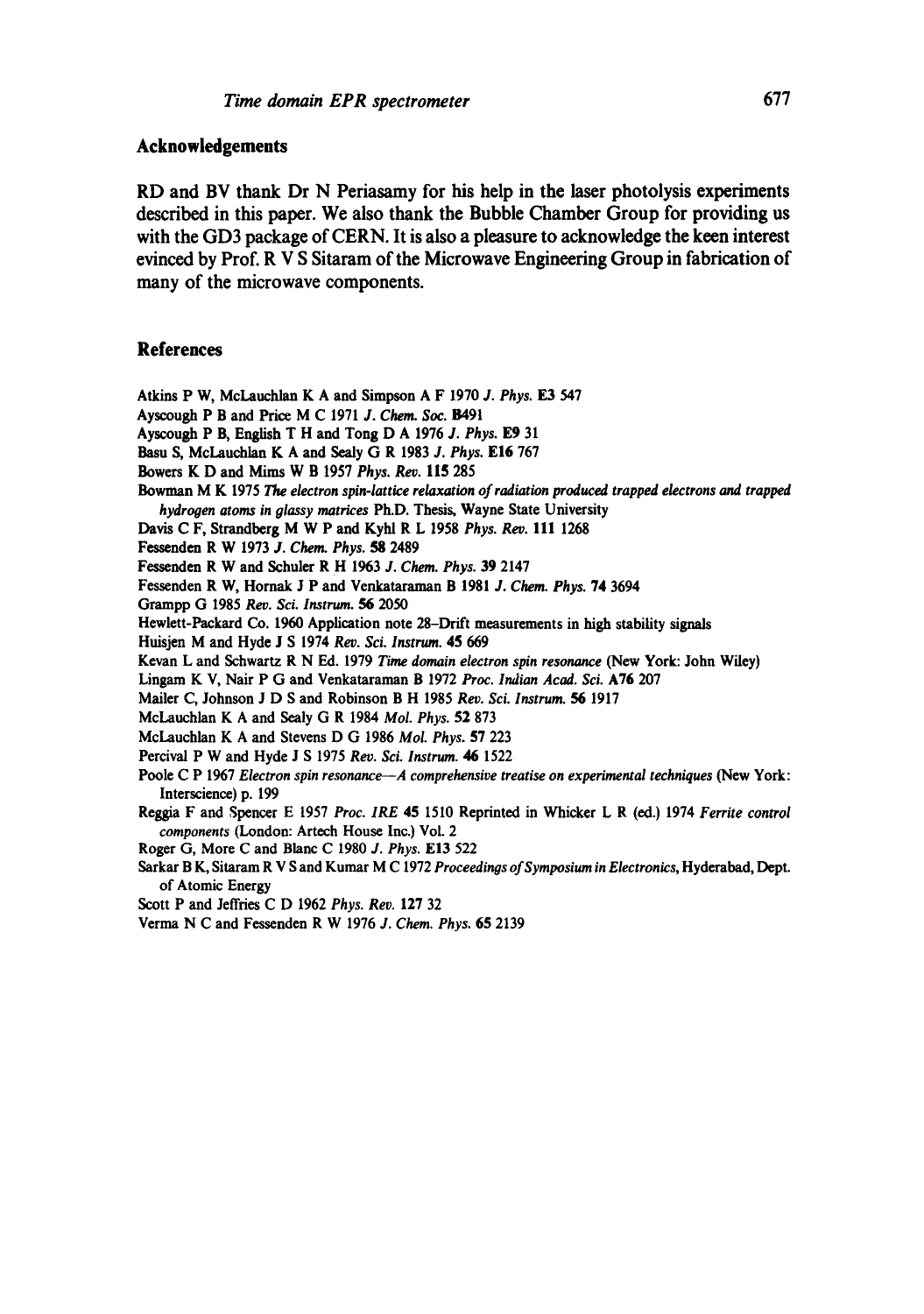## Acknowledgements

RD and BV thank Dr N Periasamy for his help in the laser photolysis experiments described in this paper. We also thank the Bubble Chamber Group for providing us with the GD3 package of CERN. It is also a pleasure to acknowledge the keen interest evinced by Prof. R V S Sitaram of the Microwave Engineering Group in fabrication of many of the microwave components.

## References

Atkins P W, McLauchlan K A and Simpson A F 1970 *J. Phys.* **E3** 547

Ayscough P B and Price M C 1971 *J. Chem. Soc.* **B**491

Ayscough P B, English T H and Tong D A 1976 *J. Phys.* **E9** 31

Basu S, McLauchlan K A and Sealy G R 1983 *J. Phys.* **E16** 767

Bowers K D and Mims W B 1957 *Phys. Rev.* **115** 285

Bowman M K 1975 *The electron spin-lattice relaxation of radiation produced trapped electrons and trapped hydrogen atoms in glassy matrices* Ph.D. Thesis, Wayne State University

Davis C F, Strandberg M W P and Kyhl R L 1958 *Phys. Rev.* **111** 1268

Fessenden R W 1973 *J. Chem. Phys.* **58** 2489

Fessenden R W and Schuler R H 1963 *J. Chem. Phys.* **39** 2147

Fessenden R W, Hornak J P and Venkataraman B 1981 *J. Chem. Phys.* **74** 3694

Grampp G 1985 *Rev. Sci. Instrum.* **56** 2050

Hewlett-Packard Co. 1960 Application note 28–Drift measurements in high stability signals

Huisjen M and Hyde J S 1974 *Rev. Sci. Instrum.* **45** 669

Kevan L and Schwartz R N Ed. 1979 *Time domain electron spin resonance* (New York: John Wiley)

Lingam K V, Nair P G and Venkataraman B 1972 *Proc. Indian Acad. Sci.* **A76** 207

Mailer C, Johnson J D S and Robinson B H 1985 *Rev. Sci. Instrum.* **56** 1917

McLauchlan K A and Sealy G R 1984 *Mol. Phys.* **52** 873

McLauchlan K A and Stevens D G 1986 *Mol. Phys.* **57** 223

Percival P W and Hyde J S 1975 *Rev. Sci. Instrum.* **46** 1522

Poole C P 1967 *Electron spin resonance—A comprehensive treatise on experimental techniques* (New York: Interscience) p. 199

Reggia F and Spencer E 1957 *Proc. IRE* **45** 1510 Reprinted in Whicker L R (ed.) 1974 *Ferrite control components* (London: Artech House Inc.) Vol. 2

Roger G, More C and Blanc C 1980 *J. Phys.* **E13** 522

Sarkar B K, Sitaram R V S and Kumar M C 1972 *Proceedings of Symposium in Electronics*, Hyderabad, Dept. of Atomic Energy

Scott P and Jeffries C D 1962 *Phys. Rev.* **127** 32

Verma N C and Fessenden R W 1976 *J. Chem. Phys.* **65** 2139